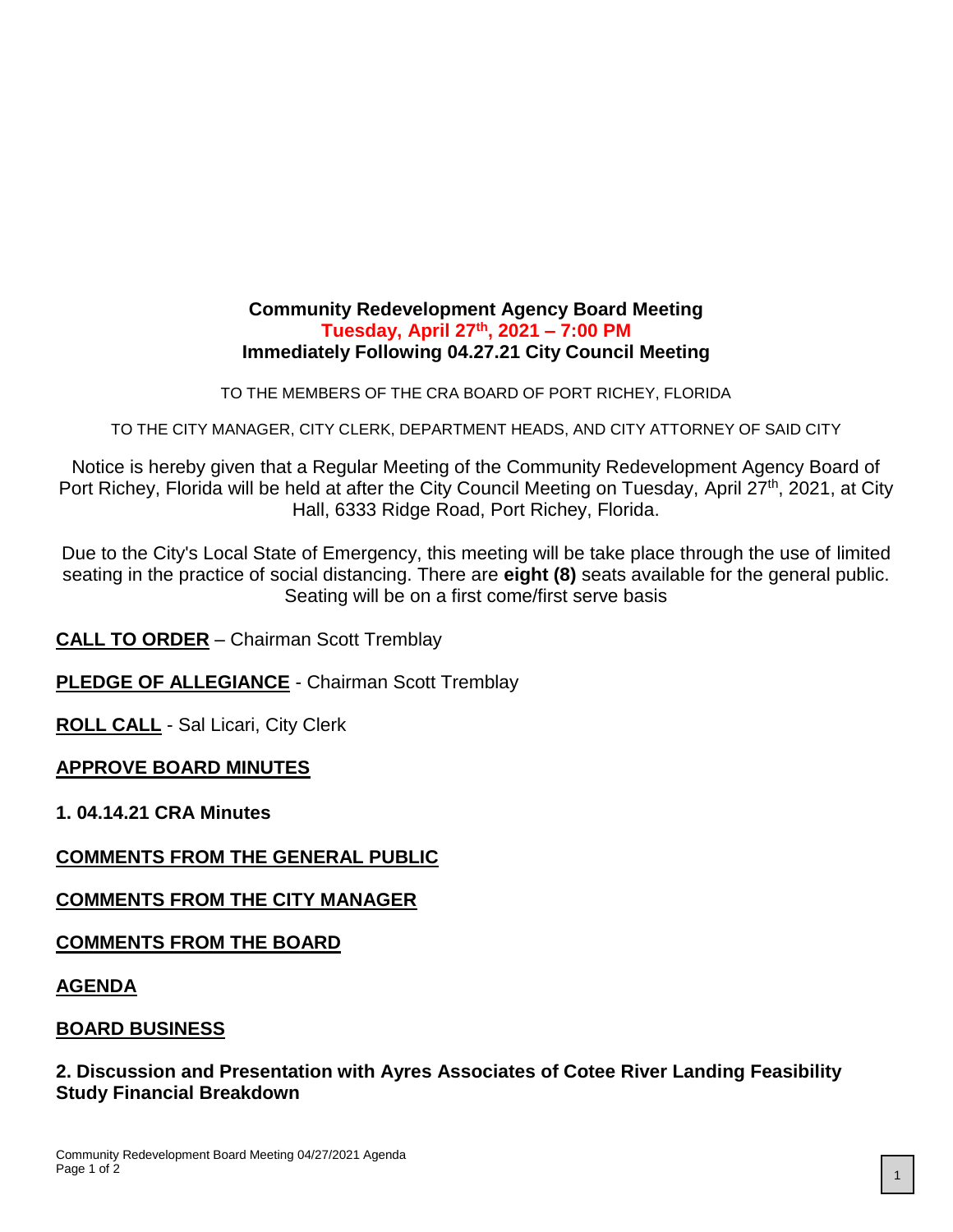# Community Redevelopment Agency Board Meeting
## Tuesday, April 27th, 2021 – 7:00 PM
## Immediately Following 04.27.21 City Council Meeting

TO THE MEMBERS OF THE CRA BOARD OF PORT RICHEY, FLORIDA

TO THE CITY MANAGER, CITY CLERK, DEPARTMENT HEADS, AND CITY ATTORNEY OF SAID CITY

Notice is hereby given that a Regular Meeting of the Community Redevelopment Agency Board of Port Richey, Florida will be held at after the City Council Meeting on Tuesday, April 27th, 2021, at City Hall, 6333 Ridge Road, Port Richey, Florida.

Due to the City's Local State of Emergency, this meeting will be take place through the use of limited seating in the practice of social distancing. There are **eight (8)** seats available for the general public. Seating will be on a first come/first serve basis

**CALL TO ORDER** – Chairman Scott Tremblay

**PLEDGE OF ALLEGIANCE** - Chairman Scott Tremblay

**ROLL CALL** - Sal Licari, City Clerk

**APPROVE BOARD MINUTES**

**1. 04.14.21 CRA Minutes**

**COMMENTS FROM THE GENERAL PUBLIC**

**COMMENTS FROM THE CITY MANAGER**

**COMMENTS FROM THE BOARD**

**AGENDA**

**BOARD BUSINESS**

**2. Discussion and Presentation with Ayres Associates of Cotee River Landing Feasibility Study Financial Breakdown**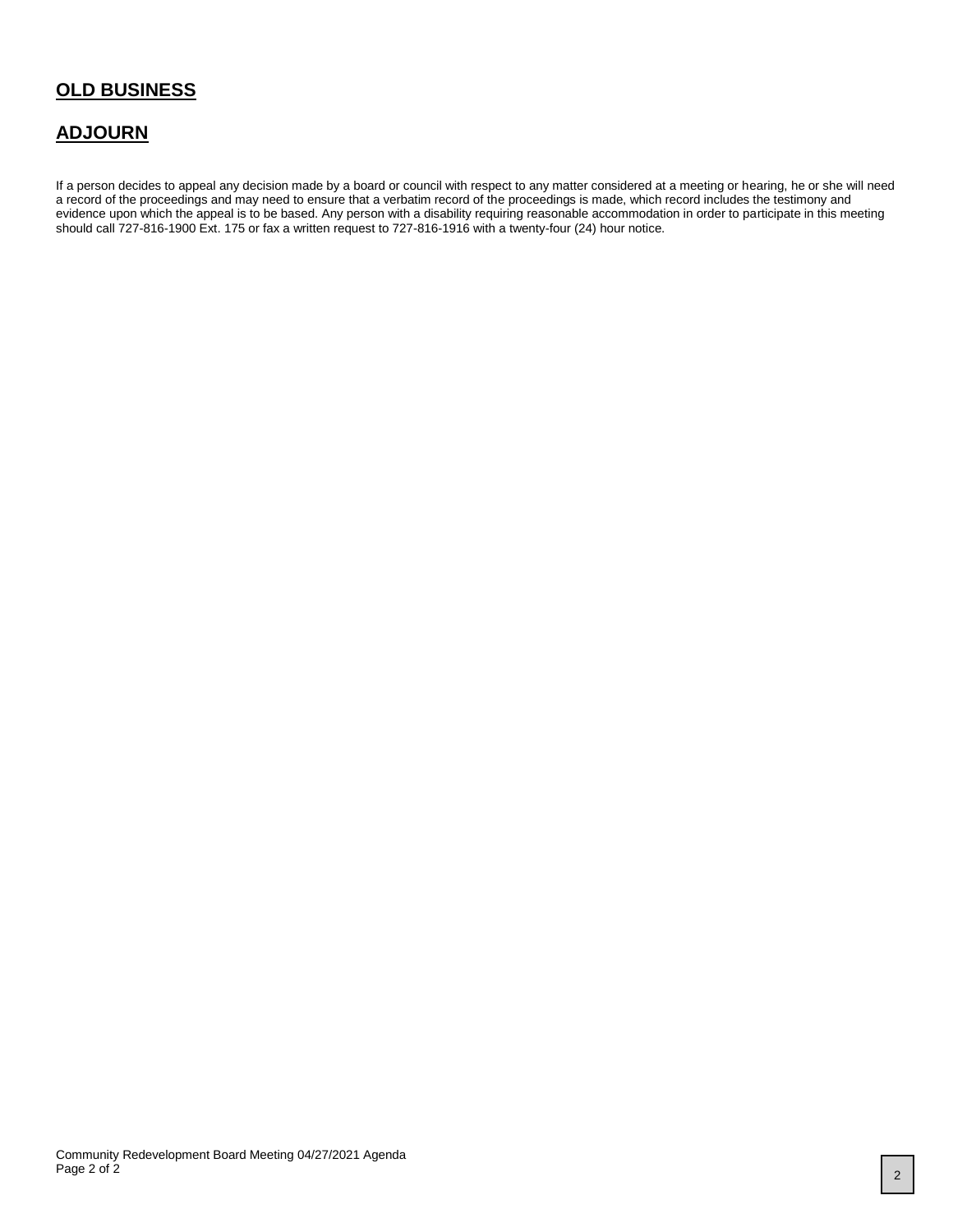## OLD BUSINESS

## ADJOURN

If a person decides to appeal any decision made by a board or council with respect to any matter considered at a meeting or hearing, he or she will need a record of the proceedings and may need to ensure that a verbatim record of the proceedings is made, which record includes the testimony and evidence upon which the appeal is to be based. Any person with a disability requiring reasonable accommodation in order to participate in this meeting should call 727-816-1900 Ext. 175 or fax a written request to 727-816-1916 with a twenty-four (24) hour notice.